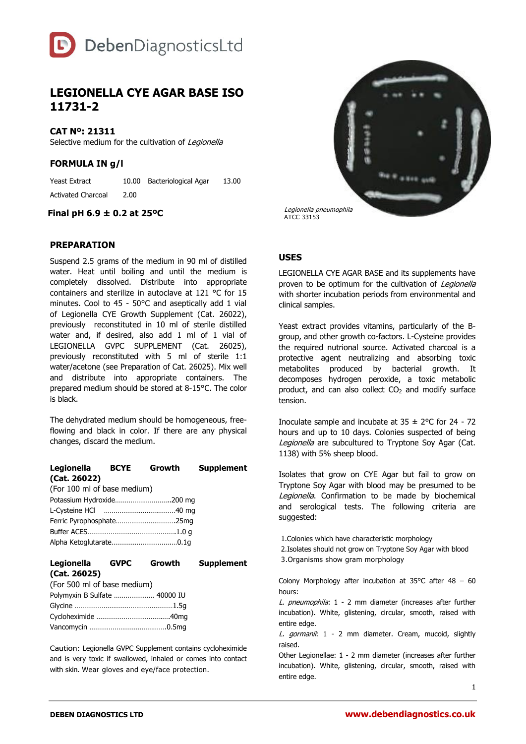DebenDiagnosticsLtd

# LEGIONELLA CYE AGAR BASE ISO 11731-2

## CAT Nº: 21311

Selective medium for the cultivation of *Legionella*

## FORMULA IN g/l

| | | | |
|---|---|---|---|
| Yeast Extract | 10.00 | Bacteriological Agar | 13.00 |
| Activated Charcoal | 2.00 | | |

**Final pH 6.9 ± 0.2 at 25ºC**

*Legionella pneumophila*
ATCC 33153

## PREPARATION

Suspend 2.5 grams of the medium in 90 ml of distilled water. Heat until boiling and until the medium is completely dissolved. Distribute into appropriate containers and sterilize in autoclave at 121 °C for 15 minutes. Cool to 45 - 50°C and aseptically add 1 vial of Legionella CYE Growth Supplement (Cat. 26022), previously reconstituted in 10 ml of sterile distilled water and, if desired, also add 1 ml of 1 vial of LEGIONELLA GVPC SUPPLEMENT (Cat. 26025), previously reconstituted with 5 ml of sterile 1:1 water/acetone (see Preparation of Cat. 26025). Mix well and distribute into appropriate containers. The prepared medium should be stored at 8-15°C. The color is black.

The dehydrated medium should be homogeneous, free-flowing and black in color. If there are any physical changes, discard the medium.

**Legionella BCYE Growth Supplement (Cat. 26022)**
(For 100 ml of base medium)

Potassium Hydroxide............................200 mg
L-Cysteine HCl ....................................40 mg
Ferric Pyrophosphate..............................25mg
Buffer ACES.............................................1.0 g
Alpha Ketoglutarate.................................0.1g

**Legionella GVPC Growth Supplement (Cat. 26025)**
(For 500 ml of base medium)

Polymyxin B Sulfate .................... 40000 IU
Glycine ..................................................1.5g
Cycloheximide .....................................40mg
Vancomycin .......................................0.5mg

Caution: Legionella GVPC Supplement contains cycloheximide and is very toxic if swallowed, inhaled or comes into contact with skin. Wear gloves and eye/face protection.

## USES

LEGIONELLA CYE AGAR BASE and its supplements have proven to be optimum for the cultivation of *Legionella* with shorter incubation periods from environmental and clinical samples.

Yeast extract provides vitamins, particularly of the B-group, and other growth co-factors. L-Cysteine provides the required nutrional source. Activated charcoal is a protective agent neutralizing and absorbing toxic metabolites produced by bacterial growth. It decomposes hydrogen peroxide, a toxic metabolic product, and can also collect $CO_2$ and modify surface tension.

Inoculate sample and incubate at 35 ± 2°C for 24 - 72 hours and up to 10 days. Colonies suspected of being *Legionella* are subcultured to Tryptone Soy Agar (Cat. 1138) with 5% sheep blood.

Isolates that grow on CYE Agar but fail to grow on Tryptone Soy Agar with blood may be presumed to be *Legionella*. Confirmation to be made by biochemical and serological tests. The following criteria are suggested:

1. Colonies which have characteristic morphology
2. Isolates should not grow on Tryptone Soy Agar with blood
3. Organisms show gram morphology

Colony Morphology after incubation at 35°C after 48 – 60 hours:

*L. pneumophila*: 1 - 2 mm diameter (increases after further incubation). White, glistening, circular, smooth, raised with entire edge.

*L. gormanii*: 1 - 2 mm diameter. Cream, mucoid, slightly raised.

Other Legionellae: 1 - 2 mm diameter (increases after further incubation). White, glistening, circular, smooth, raised with entire edge.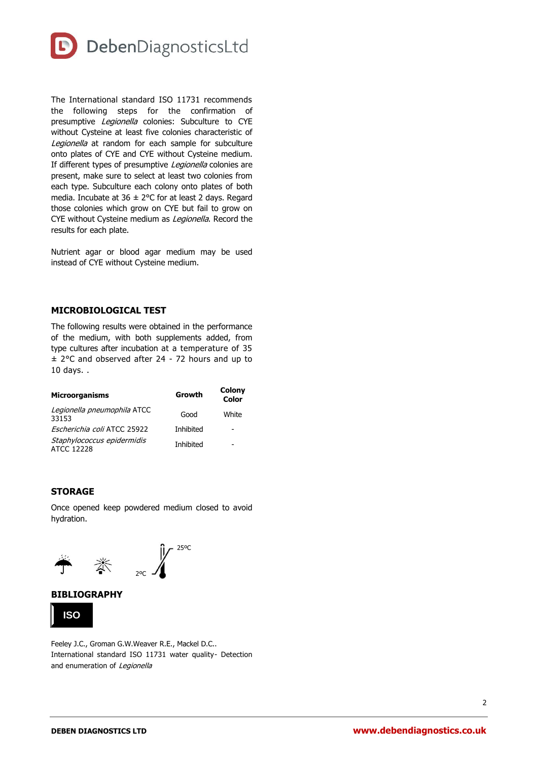The International standard ISO 11731 recommends the following steps for the confirmation of presumptive *Legionella* colonies: Subculture to CYE without Cysteine at least five colonies characteristic of *Legionella* at random for each sample for subculture onto plates of CYE and CYE without Cysteine medium. If different types of presumptive *Legionella* colonies are present, make sure to select at least two colonies from each type. Subculture each colony onto plates of both media. Incubate at 36 ± 2°C for at least 2 days. Regard those colonies which grow on CYE but fail to grow on CYE without Cysteine medium as *Legionella*. Record the results for each plate.

Nutrient agar or blood agar medium may be used instead of CYE without Cysteine medium.

## MICROBIOLOGICAL TEST

The following results were obtained in the performance of the medium, with both supplements added, from type cultures after incubation at a temperature of 35 ± 2°C and observed after 24 - 72 hours and up to 10 days. .

| Microorganisms | Growth | Colony Color |
|---|---|---|
| *Legionella pneumophila* ATCC 33153 | Good | White |
| *Escherichia coli* ATCC 25922 | Inhibited | - |
| *Staphylococcus epidermidis* ATCC 12228 | Inhibited | - |

## STORAGE

Once opened keep powdered medium closed to avoid hydration.

2ºC 25ºC

## BIBLIOGRAPHY

ISO

Feeley J.C., Groman G.W.Weaver R.E., Mackel D.C..
International standard ISO 11731 water quality- Detection and enumeration of *Legionella*

DEBEN DIAGNOSTICS LTD www.debendiagnostics.co.uk